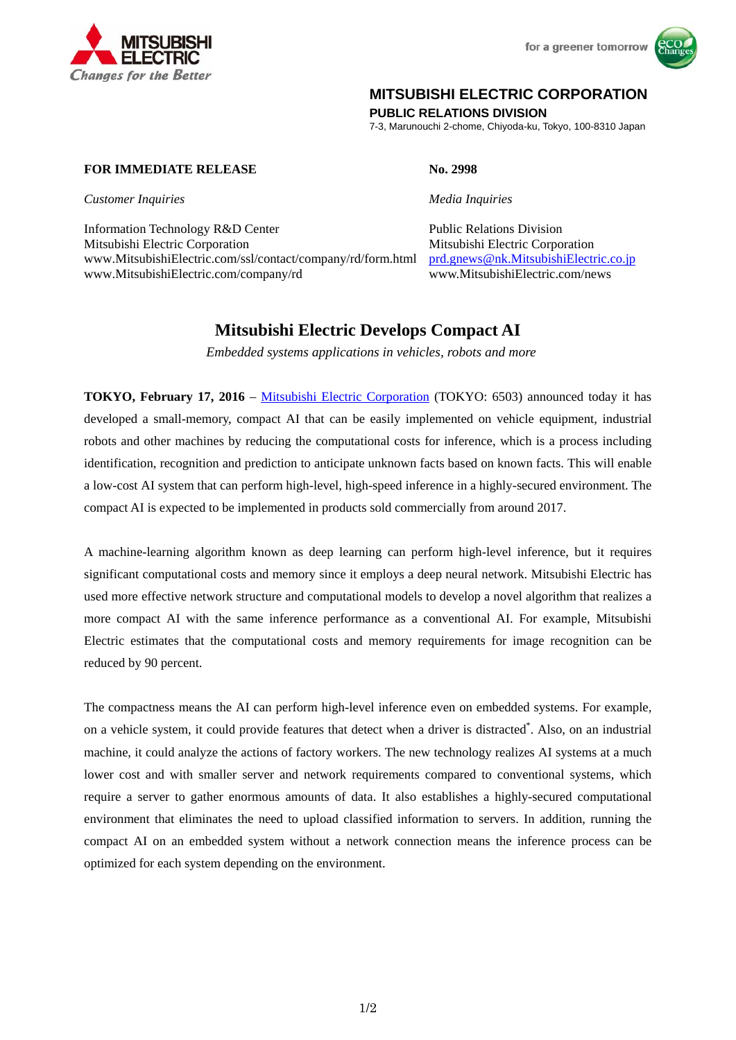MITSUBISHI ELECTRIC CORPORATION
**PUBLIC RELATIONS DIVISION**
7-3, Marunouchi 2-chome, Chiyoda-ku, Tokyo, 100-8310 Japan

**FOR IMMEDIATE RELEASE** **No. 2998**

*Customer Inquiries*

Information Technology R&D Center
Mitsubishi Electric Corporation
www.MitsubishiElectric.com/ssl/contact/company/rd/form.html
www.MitsubishiElectric.com/company/rd

*Media Inquiries*

Public Relations Division
Mitsubishi Electric Corporation
prd.gnews@nk.MitsubishiElectric.co.jp
www.MitsubishiElectric.com/news

# Mitsubishi Electric Develops Compact AI

*Embedded systems applications in vehicles, robots and more*

**TOKYO, February 17, 2016** – Mitsubishi Electric Corporation (TOKYO: 6503) announced today it has developed a small-memory, compact AI that can be easily implemented on vehicle equipment, industrial robots and other machines by reducing the computational costs for inference, which is a process including identification, recognition and prediction to anticipate unknown facts based on known facts. This will enable a low-cost AI system that can perform high-level, high-speed inference in a highly-secured environment. The compact AI is expected to be implemented in products sold commercially from around 2017.

A machine-learning algorithm known as deep learning can perform high-level inference, but it requires significant computational costs and memory since it employs a deep neural network. Mitsubishi Electric has used more effective network structure and computational models to develop a novel algorithm that realizes a more compact AI with the same inference performance as a conventional AI. For example, Mitsubishi Electric estimates that the computational costs and memory requirements for image recognition can be reduced by 90 percent.

The compactness means the AI can perform high-level inference even on embedded systems. For example, on a vehicle system, it could provide features that detect when a driver is distracted[*]. Also, on an industrial machine, it could analyze the actions of factory workers. The new technology realizes AI systems at a much lower cost and with smaller server and network requirements compared to conventional systems, which require a server to gather enormous amounts of data. It also establishes a highly-secured computational environment that eliminates the need to upload classified information to servers. In addition, running the compact AI on an embedded system without a network connection means the inference process can be optimized for each system depending on the environment.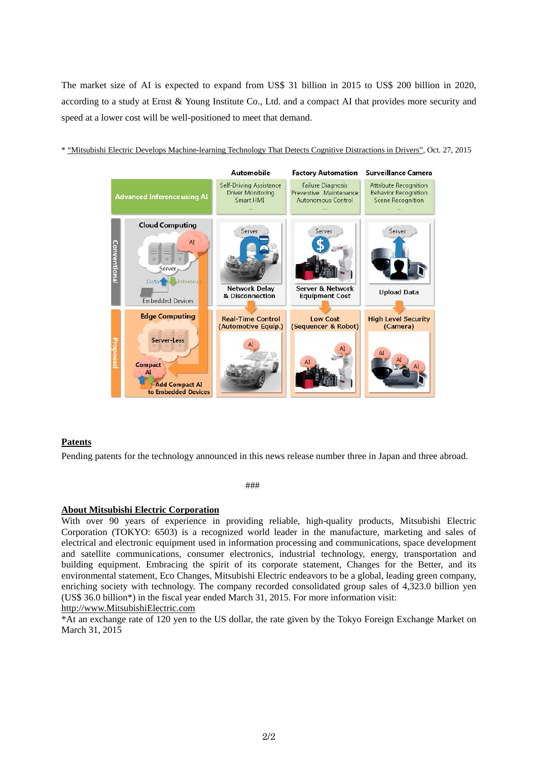The market size of AI is expected to expand from US$ 31 billion in 2015 to US$ 200 billion in 2020, according to a study at Ernst & Young Institute Co., Ltd. and a compact AI that provides more security and speed at a lower cost will be well-positioned to meet that demand.

* "Mitsubishi Electric Develops Machine-learning Technology That Detects Cognitive Distractions in Drivers", Oct. 27, 2015

Automobile
Factory Automation
Surveillance Camera
Advanced Inference using AI
Self-Driving Assistance
Driver Monitoring
Smart HMI
Failure Diagnosis
Preventive Maintenance
Autonomous Control
Attribute Recognition
Behavior Recognition
Scene Recognition
Conventional
Cloud Computing
AI
Server
Data
Inference
Embedded Devices
Server
Network Delay & Disconnection
Server
Server & Network Equipment Cost
Server
Upload Data
Proposed
Edge Computing
Server-Less
Compact AI
Add Compact AI to Embedded Devices
Real-Time Control (Automotive Equip.)
AI
Low Cost (Sequencer & Robot)
AI
AI
High Level Security (Camera)
AI
AI
AI

## Patents

Pending patents for the technology announced in this news release number three in Japan and three abroad.

###

## About Mitsubishi Electric Corporation

With over 90 years of experience in providing reliable, high-quality products, Mitsubishi Electric Corporation (TOKYO: 6503) is a recognized world leader in the manufacture, marketing and sales of electrical and electronic equipment used in information processing and communications, space development and satellite communications, consumer electronics, industrial technology, energy, transportation and building equipment. Embracing the spirit of its corporate statement, Changes for the Better, and its environmental statement, Eco Changes, Mitsubishi Electric endeavors to be a global, leading green company, enriching society with technology. The company recorded consolidated group sales of 4,323.0 billion yen (US$ 36.0 billion*) in the fiscal year ended March 31, 2015. For more information visit:
http://www.MitsubishiElectric.com

*At an exchange rate of 120 yen to the US dollar, the rate given by the Tokyo Foreign Exchange Market on March 31, 2015